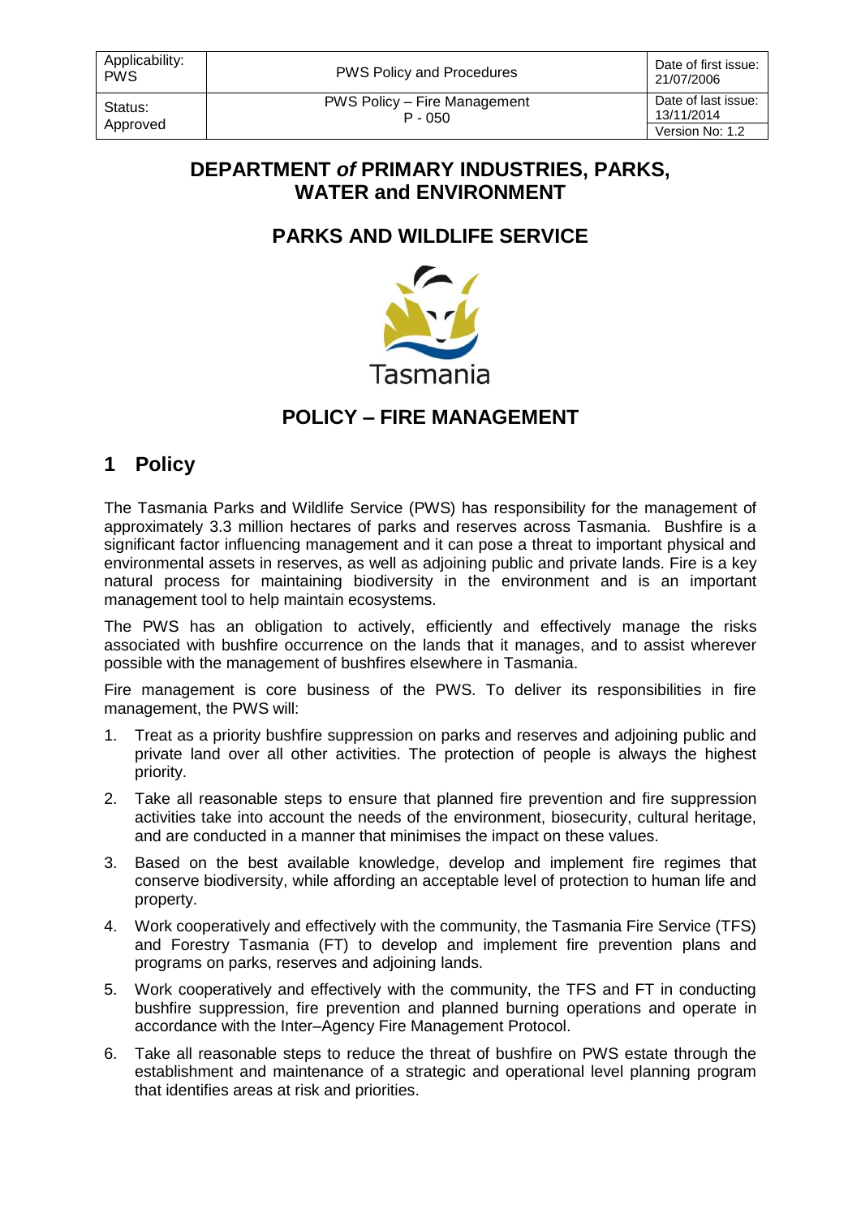| Applicability: PWS | PWS Policy and Procedures | Date of first issue: 21/07/2006 |
| --- | --- | --- |
| Status: Approved | PWS Policy – Fire Management P - 050 | Date of last issue: 13/11/2014 |
| | | Version No: 1.2 |

# DEPARTMENT *of* PRIMARY INDUSTRIES, PARKS, WATER and ENVIRONMENT

## PARKS AND WILDLIFE SERVICE

Tasmania

## POLICY – FIRE MANAGEMENT

# 1 Policy

The Tasmania Parks and Wildlife Service (PWS) has responsibility for the management of approximately 3.3 million hectares of parks and reserves across Tasmania. Bushfire is a significant factor influencing management and it can pose a threat to important physical and environmental assets in reserves, as well as adjoining public and private lands. Fire is a key natural process for maintaining biodiversity in the environment and is an important management tool to help maintain ecosystems.

The PWS has an obligation to actively, efficiently and effectively manage the risks associated with bushfire occurrence on the lands that it manages, and to assist wherever possible with the management of bushfires elsewhere in Tasmania.

Fire management is core business of the PWS. To deliver its responsibilities in fire management, the PWS will:

1. Treat as a priority bushfire suppression on parks and reserves and adjoining public and private land over all other activities. The protection of people is always the highest priority.
2. Take all reasonable steps to ensure that planned fire prevention and fire suppression activities take into account the needs of the environment, biosecurity, cultural heritage, and are conducted in a manner that minimises the impact on these values.
3. Based on the best available knowledge, develop and implement fire regimes that conserve biodiversity, while affording an acceptable level of protection to human life and property.
4. Work cooperatively and effectively with the community, the Tasmania Fire Service (TFS) and Forestry Tasmania (FT) to develop and implement fire prevention plans and programs on parks, reserves and adjoining lands.
5. Work cooperatively and effectively with the community, the TFS and FT in conducting bushfire suppression, fire prevention and planned burning operations and operate in accordance with the Inter–Agency Fire Management Protocol.
6. Take all reasonable steps to reduce the threat of bushfire on PWS estate through the establishment and maintenance of a strategic and operational level planning program that identifies areas at risk and priorities.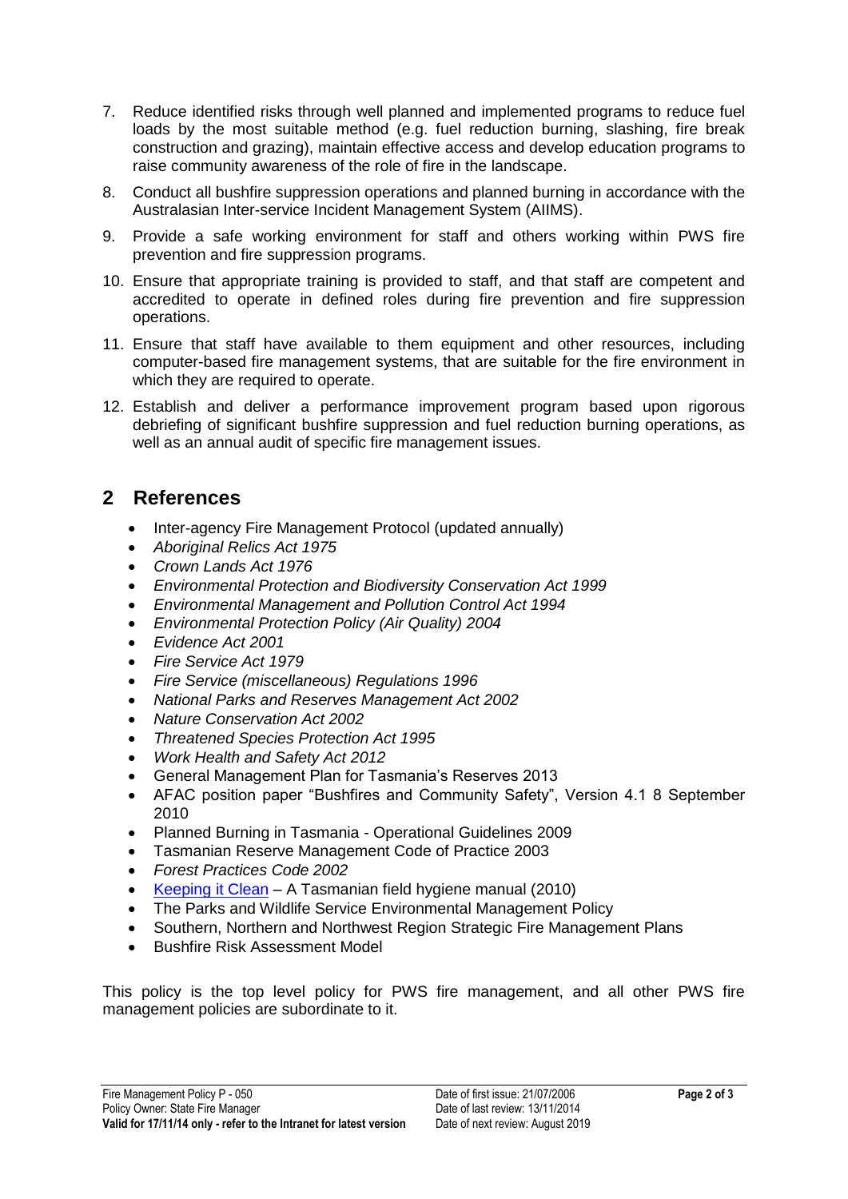7. Reduce identified risks through well planned and implemented programs to reduce fuel loads by the most suitable method (e.g. fuel reduction burning, slashing, fire break construction and grazing), maintain effective access and develop education programs to raise community awareness of the role of fire in the landscape.
8. Conduct all bushfire suppression operations and planned burning in accordance with the Australasian Inter-service Incident Management System (AIIMS).
9. Provide a safe working environment for staff and others working within PWS fire prevention and fire suppression programs.
10. Ensure that appropriate training is provided to staff, and that staff are competent and accredited to operate in defined roles during fire prevention and fire suppression operations.
11. Ensure that staff have available to them equipment and other resources, including computer-based fire management systems, that are suitable for the fire environment in which they are required to operate.
12. Establish and deliver a performance improvement program based upon rigorous debriefing of significant bushfire suppression and fuel reduction burning operations, as well as an annual audit of specific fire management issues.

## 2 References

- Inter-agency Fire Management Protocol (updated annually)
- *Aboriginal Relics Act 1975*
- *Crown Lands Act 1976*
- *Environmental Protection and Biodiversity Conservation Act 1999*
- *Environmental Management and Pollution Control Act 1994*
- *Environmental Protection Policy (Air Quality) 2004*
- *Evidence Act 2001*
- *Fire Service Act 1979*
- *Fire Service (miscellaneous) Regulations 1996*
- *National Parks and Reserves Management Act 2002*
- *Nature Conservation Act 2002*
- *Threatened Species Protection Act 1995*
- *Work Health and Safety Act 2012*
- General Management Plan for Tasmania's Reserves 2013
- AFAC position paper "Bushfires and Community Safety", Version 4.1 8 September 2010
- Planned Burning in Tasmania - Operational Guidelines 2009
- Tasmanian Reserve Management Code of Practice 2003
- *Forest Practices Code 2002*
- Keeping it Clean – A Tasmanian field hygiene manual (2010)
- The Parks and Wildlife Service Environmental Management Policy
- Southern, Northern and Northwest Region Strategic Fire Management Plans
- Bushfire Risk Assessment Model

This policy is the top level policy for PWS fire management, and all other PWS fire management policies are subordinate to it.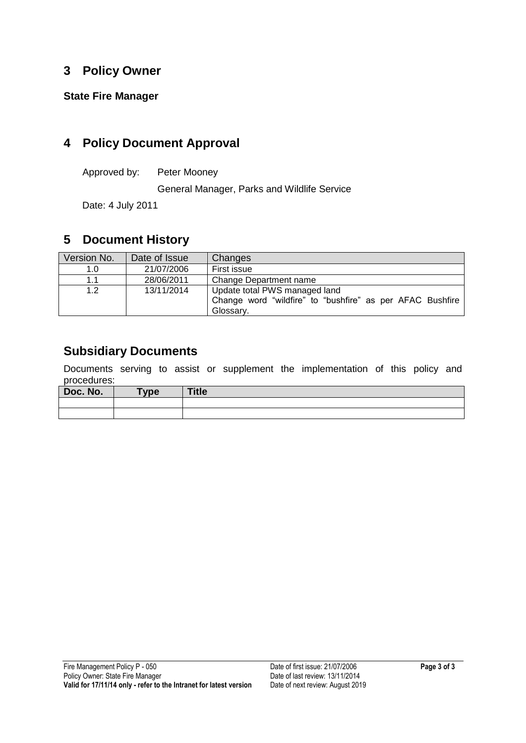## 3 Policy Owner

**State Fire Manager**

## 4 Policy Document Approval

Approved by: Peter Mooney

General Manager, Parks and Wildlife Service

Date: 4 July 2011

## 5 Document History

| Version No. | Date of Issue | Changes |
|---|---|---|
| 1.0 | 21/07/2006 | First issue |
| 1.1 | 28/06/2011 | Change Department name |
| 1.2 | 13/11/2014 | Update total PWS managed land<br>Change word “wildfire” to “bushfire” as per AFAC Bushfire Glossary. |

## Subsidiary Documents

Documents serving to assist or supplement the implementation of this policy and procedures:

| Doc. No. | Type | Title |
|---|---|---|
| | | |
| | | |